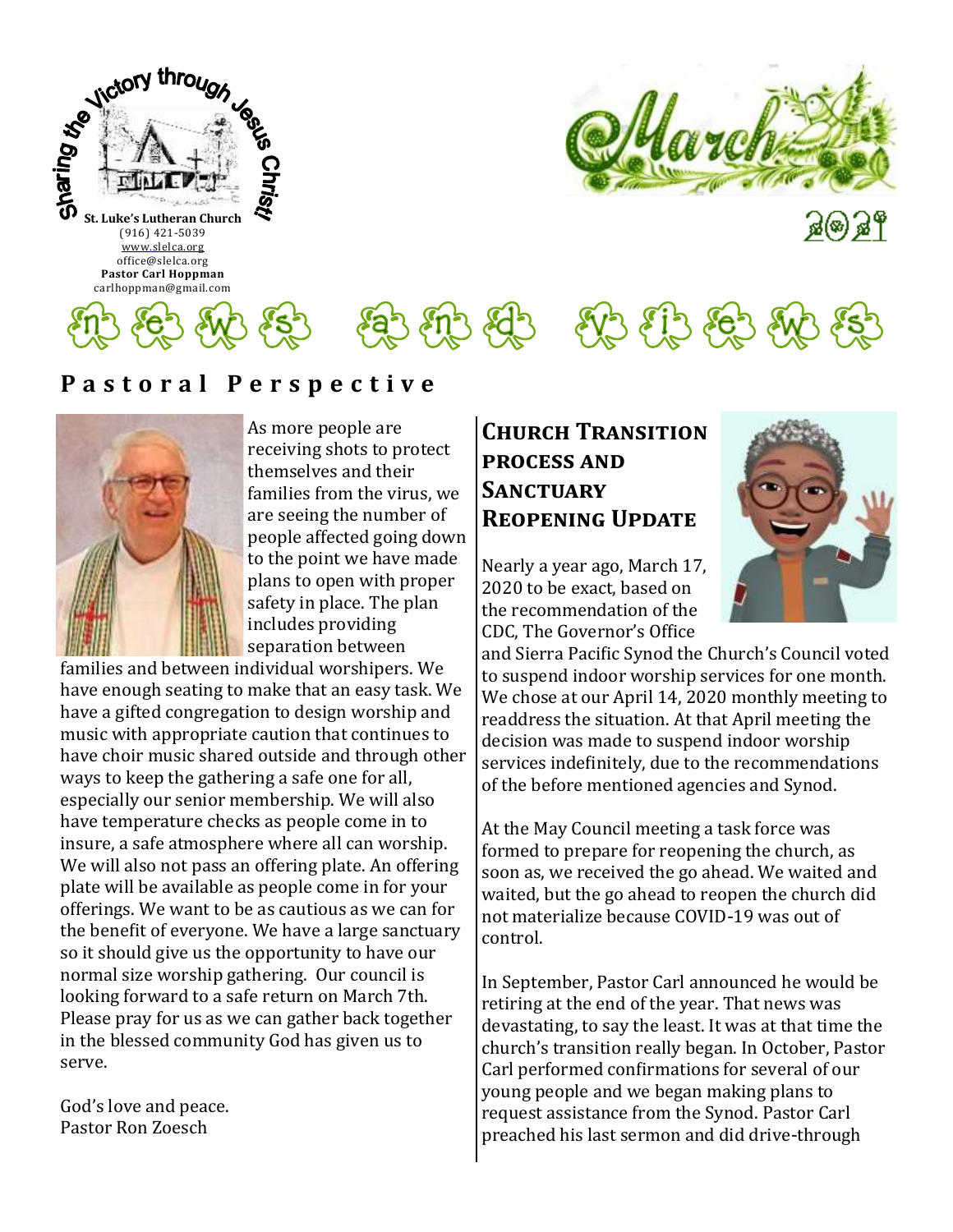Sharing the Victory through Jesus Christ!

**St. Luke's Lutheran Church**
(916) 421-5039
www.slelca.org
office@slelca.org
**Pastor Carl Hoppman**
carlhoppman@gmail.com

# March 2021

# news and views

## Pastoral Perspective

As more people are receiving shots to protect themselves and their families from the virus, we are seeing the number of people affected going down to the point we have made plans to open with proper safety in place. The plan includes providing separation between families and between individual worshipers. We have enough seating to make that an easy task. We have a gifted congregation to design worship and music with appropriate caution that continues to have choir music shared outside and through other ways to keep the gathering a safe one for all, especially our senior membership. We will also have temperature checks as people come in to insure, a safe atmosphere where all can worship. We will also not pass an offering plate. An offering plate will be available as people come in for your offerings. We want to be as cautious as we can for the benefit of everyone. We have a large sanctuary so it should give us the opportunity to have our normal size worship gathering. Our council is looking forward to a safe return on March 7th. Please pray for us as we can gather back together in the blessed community God has given us to serve.

God's love and peace.
Pastor Ron Zoesch

## Church Transition process and Sanctuary Reopening Update

Nearly a year ago, March 17, 2020 to be exact, based on the recommendation of the CDC, The Governor's Office and Sierra Pacific Synod the Church's Council voted to suspend indoor worship services for one month. We chose at our April 14, 2020 monthly meeting to readdress the situation. At that April meeting the decision was made to suspend indoor worship services indefinitely, due to the recommendations of the before mentioned agencies and Synod.

At the May Council meeting a task force was formed to prepare for reopening the church, as soon as, we received the go ahead. We waited and waited, but the go ahead to reopen the church did not materialize because COVID-19 was out of control.

In September, Pastor Carl announced he would be retiring at the end of the year. That news was devastating, to say the least. It was at that time the church's transition really began. In October, Pastor Carl performed confirmations for several of our young people and we began making plans to request assistance from the Synod. Pastor Carl preached his last sermon and did drive-through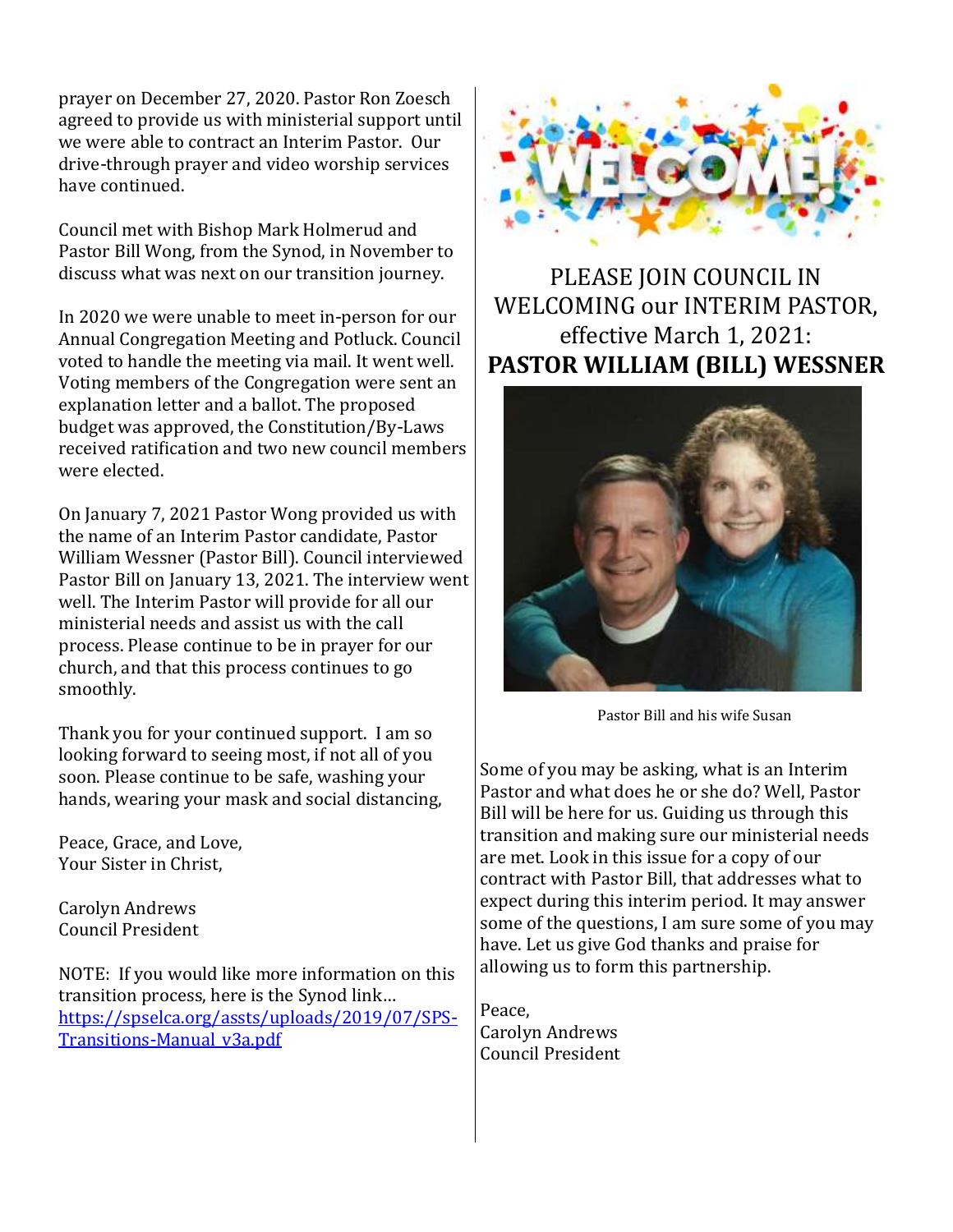prayer on December 27, 2020. Pastor Ron Zoesch agreed to provide us with ministerial support until we were able to contract an Interim Pastor. Our drive-through prayer and video worship services have continued.

Council met with Bishop Mark Holmerud and Pastor Bill Wong, from the Synod, in November to discuss what was next on our transition journey.

In 2020 we were unable to meet in-person for our Annual Congregation Meeting and Potluck. Council voted to handle the meeting via mail. It went well. Voting members of the Congregation were sent an explanation letter and a ballot. The proposed budget was approved, the Constitution/By-Laws received ratification and two new council members were elected.

On January 7, 2021 Pastor Wong provided us with the name of an Interim Pastor candidate, Pastor William Wessner (Pastor Bill). Council interviewed Pastor Bill on January 13, 2021. The interview went well. The Interim Pastor will provide for all our ministerial needs and assist us with the call process. Please continue to be in prayer for our church, and that this process continues to go smoothly.

Thank you for your continued support. I am so looking forward to seeing most, if not all of you soon. Please continue to be safe, washing your hands, wearing your mask and social distancing,

Peace, Grace, and Love,
Your Sister in Christ,

Carolyn Andrews
Council President

NOTE: If you would like more information on this transition process, here is the Synod link…
https://spselca.org/assts/uploads/2019/07/SPS-Transitions-Manual_v3a.pdf

WELCOME!

PLEASE JOIN COUNCIL IN WELCOMING our INTERIM PASTOR, effective March 1, 2021:
**PASTOR WILLIAM (BILL) WESSNER**

Pastor Bill and his wife Susan

Some of you may be asking, what is an Interim Pastor and what does he or she do? Well, Pastor Bill will be here for us. Guiding us through this transition and making sure our ministerial needs are met. Look in this issue for a copy of our contract with Pastor Bill, that addresses what to expect during this interim period. It may answer some of the questions, I am sure some of you may have. Let us give God thanks and praise for allowing us to form this partnership.

Peace,
Carolyn Andrews
Council President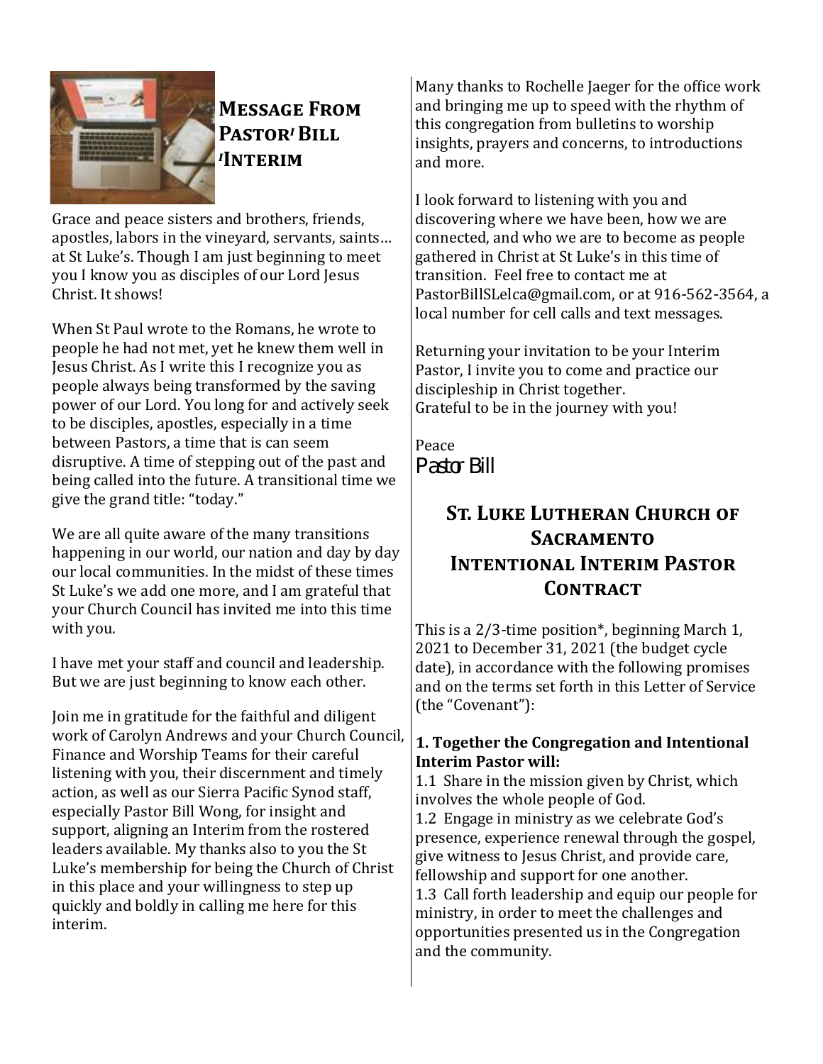## Message From Pastor/ Bill /Interim

Grace and peace sisters and brothers, friends, apostles, labors in the vineyard, servants, saints… at St Luke's. Though I am just beginning to meet you I know you as disciples of our Lord Jesus Christ. It shows!

When St Paul wrote to the Romans, he wrote to people he had not met, yet he knew them well in Jesus Christ. As I write this I recognize you as people always being transformed by the saving power of our Lord. You long for and actively seek to be disciples, apostles, especially in a time between Pastors, a time that is can seem disruptive. A time of stepping out of the past and being called into the future. A transitional time we give the grand title: "today."

We are all quite aware of the many transitions happening in our world, our nation and day by day our local communities. In the midst of these times St Luke's we add one more, and I am grateful that your Church Council has invited me into this time with you.

I have met your staff and council and leadership. But we are just beginning to know each other.

Join me in gratitude for the faithful and diligent work of Carolyn Andrews and your Church Council, Finance and Worship Teams for their careful listening with you, their discernment and timely action, as well as our Sierra Pacific Synod staff, especially Pastor Bill Wong, for insight and support, aligning an Interim from the rostered leaders available. My thanks also to you the St Luke's membership for being the Church of Christ in this place and your willingness to step up quickly and boldly in calling me here for this interim.

Many thanks to Rochelle Jaeger for the office work and bringing me up to speed with the rhythm of this congregation from bulletins to worship insights, prayers and concerns, to introductions and more.

I look forward to listening with you and discovering where we have been, how we are connected, and who we are to become as people gathered in Christ at St Luke's in this time of transition. Feel free to contact me at PastorBillSLelca@gmail.com, or at 916-562-3564, a local number for cell calls and text messages.

Returning your invitation to be your Interim Pastor, I invite you to come and practice our discipleship in Christ together.
Grateful to be in the journey with you!

Peace
Pastor Bill

## St. Luke Lutheran Church of Sacramento Intentional Interim Pastor Contract

This is a 2/3-time position*, beginning March 1, 2021 to December 31, 2021 (the budget cycle date), in accordance with the following promises and on the terms set forth in this Letter of Service (the "Covenant"):

**1. Together the Congregation and Intentional Interim Pastor will:**

1.1 Share in the mission given by Christ, which involves the whole people of God.
1.2 Engage in ministry as we celebrate God's presence, experience renewal through the gospel, give witness to Jesus Christ, and provide care, fellowship and support for one another.
1.3 Call forth leadership and equip our people for ministry, in order to meet the challenges and opportunities presented us in the Congregation and the community.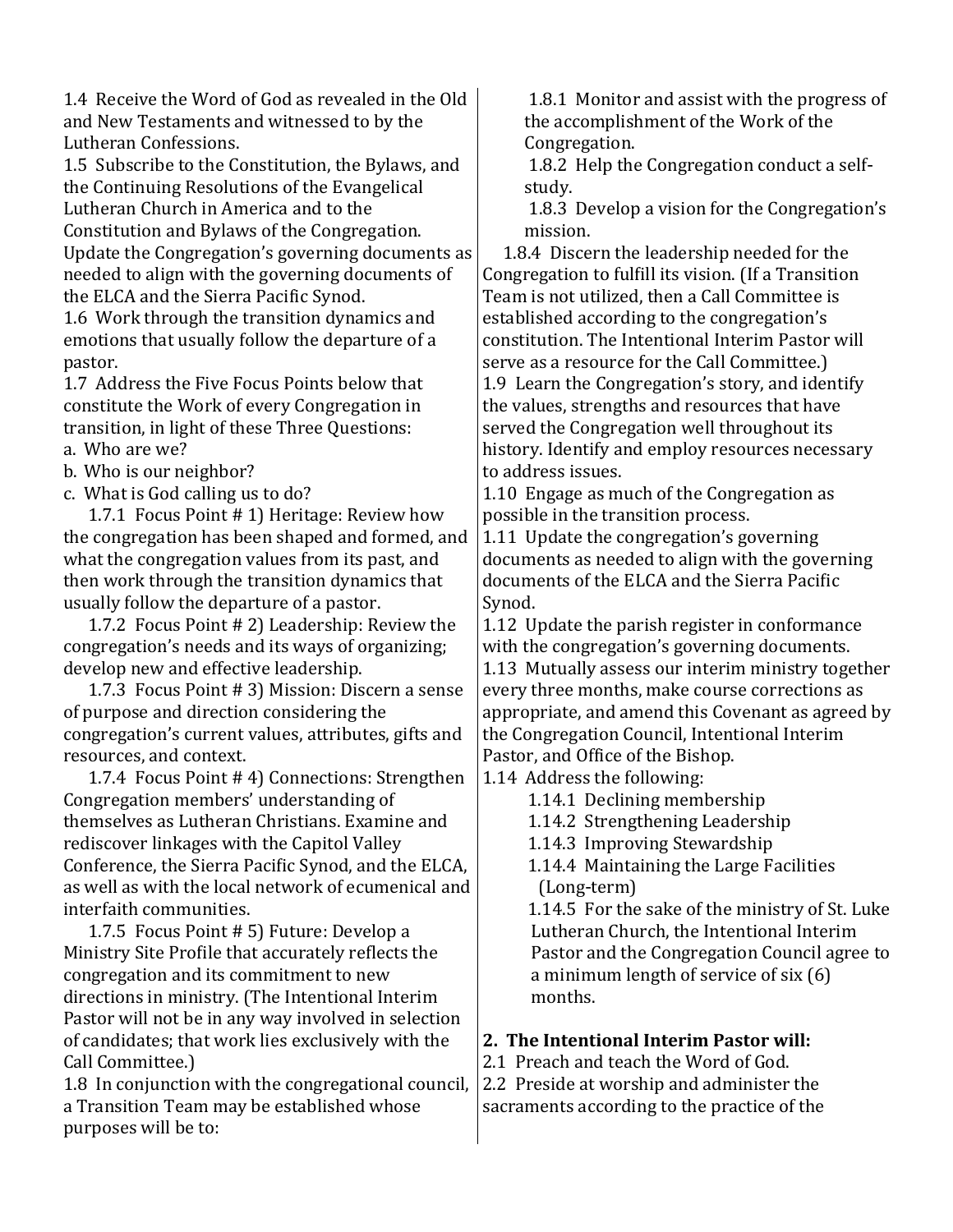1.4 Receive the Word of God as revealed in the Old and New Testaments and witnessed to by the Lutheran Confessions.

1.5 Subscribe to the Constitution, the Bylaws, and the Continuing Resolutions of the Evangelical Lutheran Church in America and to the Constitution and Bylaws of the Congregation. Update the Congregation's governing documents as needed to align with the governing documents of the ELCA and the Sierra Pacific Synod.

1.6 Work through the transition dynamics and emotions that usually follow the departure of a pastor.

1.7 Address the Five Focus Points below that constitute the Work of every Congregation in transition, in light of these Three Questions:

a. Who are we?
b. Who is our neighbor?
c. What is God calling us to do?

1.7.1 Focus Point # 1) Heritage: Review how the congregation has been shaped and formed, and what the congregation values from its past, and then work through the transition dynamics that usually follow the departure of a pastor.

1.7.2 Focus Point # 2) Leadership: Review the congregation's needs and its ways of organizing; develop new and effective leadership.

1.7.3 Focus Point # 3) Mission: Discern a sense of purpose and direction considering the congregation's current values, attributes, gifts and resources, and context.

1.7.4 Focus Point # 4) Connections: Strengthen Congregation members' understanding of themselves as Lutheran Christians. Examine and rediscover linkages with the Capitol Valley Conference, the Sierra Pacific Synod, and the ELCA, as well as with the local network of ecumenical and interfaith communities.

1.7.5 Focus Point # 5) Future: Develop a Ministry Site Profile that accurately reflects the congregation and its commitment to new directions in ministry. (The Intentional Interim Pastor will not be in any way involved in selection of candidates; that work lies exclusively with the Call Committee.)

1.8 In conjunction with the congregational council, a Transition Team may be established whose purposes will be to:

1.8.1 Monitor and assist with the progress of the accomplishment of the Work of the Congregation.

1.8.2 Help the Congregation conduct a self-study.

1.8.3 Develop a vision for the Congregation's mission.

1.8.4 Discern the leadership needed for the Congregation to fulfill its vision. (If a Transition Team is not utilized, then a Call Committee is established according to the congregation's constitution. The Intentional Interim Pastor will serve as a resource for the Call Committee.)

1.9 Learn the Congregation's story, and identify the values, strengths and resources that have served the Congregation well throughout its history. Identify and employ resources necessary to address issues.

1.10 Engage as much of the Congregation as possible in the transition process.

1.11 Update the congregation's governing documents as needed to align with the governing documents of the ELCA and the Sierra Pacific Synod.

1.12 Update the parish register in conformance with the congregation's governing documents.

1.13 Mutually assess our interim ministry together every three months, make course corrections as appropriate, and amend this Covenant as agreed by the Congregation Council, Intentional Interim Pastor, and Office of the Bishop.

1.14 Address the following:

1.14.1 Declining membership

1.14.2 Strengthening Leadership

1.14.3 Improving Stewardship

1.14.4 Maintaining the Large Facilities (Long-term)

1.14.5 For the sake of the ministry of St. Luke Lutheran Church, the Intentional Interim Pastor and the Congregation Council agree to a minimum length of service of six (6) months.

**2. The Intentional Interim Pastor will:**

2.1 Preach and teach the Word of God.

2.2 Preside at worship and administer the sacraments according to the practice of the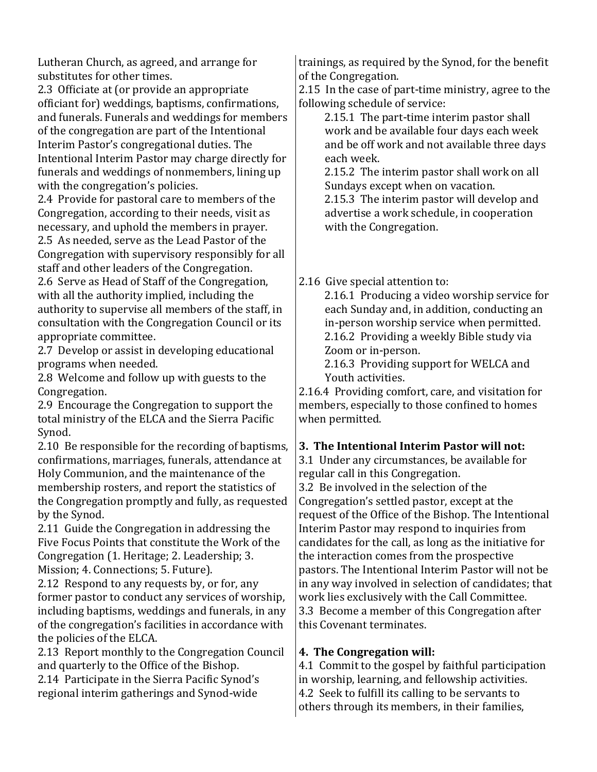Lutheran Church, as agreed, and arrange for substitutes for other times.

2.3 Officiate at (or provide an appropriate officiant for) weddings, baptisms, confirmations, and funerals. Funerals and weddings for members of the congregation are part of the Intentional Interim Pastor's congregational duties. The Intentional Interim Pastor may charge directly for funerals and weddings of nonmembers, lining up with the congregation's policies.

2.4 Provide for pastoral care to members of the Congregation, according to their needs, visit as necessary, and uphold the members in prayer.

2.5 As needed, serve as the Lead Pastor of the Congregation with supervisory responsibly for all staff and other leaders of the Congregation.

2.6 Serve as Head of Staff of the Congregation, with all the authority implied, including the authority to supervise all members of the staff, in consultation with the Congregation Council or its appropriate committee.

2.7 Develop or assist in developing educational programs when needed.

2.8 Welcome and follow up with guests to the Congregation.

2.9 Encourage the Congregation to support the total ministry of the ELCA and the Sierra Pacific Synod.

2.10 Be responsible for the recording of baptisms, confirmations, marriages, funerals, attendance at Holy Communion, and the maintenance of the membership rosters, and report the statistics of the Congregation promptly and fully, as requested by the Synod.

2.11 Guide the Congregation in addressing the Five Focus Points that constitute the Work of the Congregation (1. Heritage; 2. Leadership; 3. Mission; 4. Connections; 5. Future).

2.12 Respond to any requests by, or for, any former pastor to conduct any services of worship, including baptisms, weddings and funerals, in any of the congregation's facilities in accordance with the policies of the ELCA.

2.13 Report monthly to the Congregation Council and quarterly to the Office of the Bishop.

2.14 Participate in the Sierra Pacific Synod's regional interim gatherings and Synod-wide trainings, as required by the Synod, for the benefit of the Congregation.

2.15 In the case of part-time ministry, agree to the following schedule of service:

- 2.15.1 The part-time interim pastor shall work and be available four days each week and be off work and not available three days each week.
- 2.15.2 The interim pastor shall work on all Sundays except when on vacation.
- 2.15.3 The interim pastor will develop and advertise a work schedule, in cooperation with the Congregation.

2.16 Give special attention to:

- 2.16.1 Producing a video worship service for each Sunday and, in addition, conducting an in-person worship service when permitted.
- 2.16.2 Providing a weekly Bible study via Zoom or in-person.
- 2.16.3 Providing support for WELCA and Youth activities.

2.16.4 Providing comfort, care, and visitation for members, especially to those confined to homes when permitted.

**3. The Intentional Interim Pastor will not:**

3.1 Under any circumstances, be available for regular call in this Congregation.

3.2 Be involved in the selection of the Congregation's settled pastor, except at the request of the Office of the Bishop. The Intentional Interim Pastor may respond to inquiries from candidates for the call, as long as the initiative for the interaction comes from the prospective pastors. The Intentional Interim Pastor will not be in any way involved in selection of candidates; that work lies exclusively with the Call Committee.

3.3 Become a member of this Congregation after this Covenant terminates.

**4. The Congregation will:**

4.1 Commit to the gospel by faithful participation in worship, learning, and fellowship activities.

4.2 Seek to fulfill its calling to be servants to others through its members, in their families,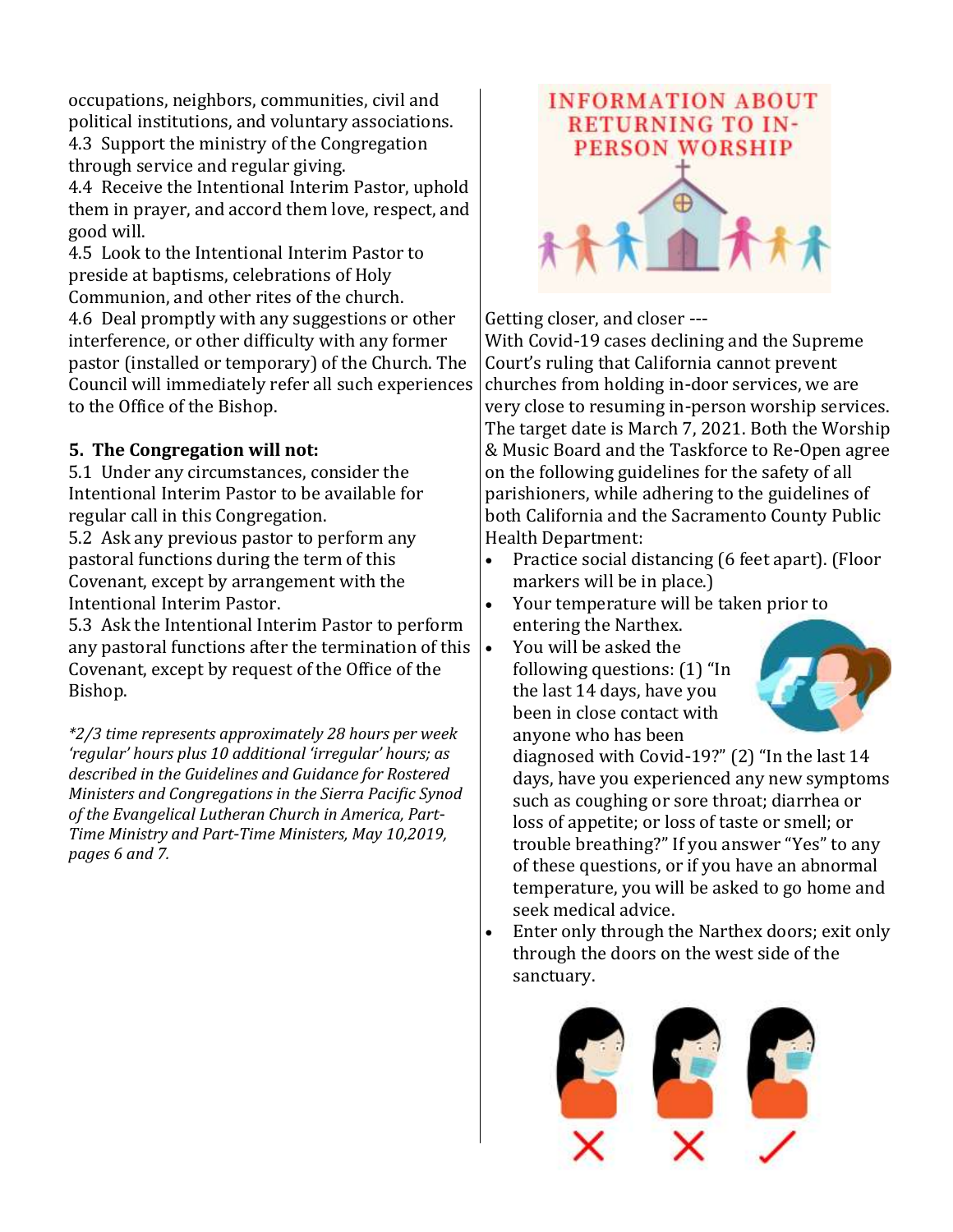occupations, neighbors, communities, civil and political institutions, and voluntary associations.

4.3 Support the ministry of the Congregation through service and regular giving.

4.4 Receive the Intentional Interim Pastor, uphold them in prayer, and accord them love, respect, and good will.

4.5 Look to the Intentional Interim Pastor to preside at baptisms, celebrations of Holy Communion, and other rites of the church.

4.6 Deal promptly with any suggestions or other interference, or other difficulty with any former pastor (installed or temporary) of the Church. The Council will immediately refer all such experiences to the Office of the Bishop.

**5. The Congregation will not:**

5.1 Under any circumstances, consider the Intentional Interim Pastor to be available for regular call in this Congregation.

5.2 Ask any previous pastor to perform any pastoral functions during the term of this Covenant, except by arrangement with the Intentional Interim Pastor.

5.3 Ask the Intentional Interim Pastor to perform any pastoral functions after the termination of this Covenant, except by request of the Office of the Bishop.

*\*2/3 time represents approximately 28 hours per week 'regular' hours plus 10 additional 'irregular' hours; as described in the Guidelines and Guidance for Rostered Ministers and Congregations in the Sierra Pacific Synod of the Evangelical Lutheran Church in America, Part-Time Ministry and Part-Time Ministers, May 10,2019, pages 6 and 7.*

## INFORMATION ABOUT RETURNING TO IN-PERSON WORSHIP

Getting closer, and closer ---

With Covid-19 cases declining and the Supreme Court's ruling that California cannot prevent churches from holding in-door services, we are very close to resuming in-person worship services. The target date is March 7, 2021. Both the Worship & Music Board and the Taskforce to Re-Open agree on the following guidelines for the safety of all parishioners, while adhering to the guidelines of both California and the Sacramento County Public Health Department:

- Practice social distancing (6 feet apart). (Floor markers will be in place.)
- Your temperature will be taken prior to entering the Narthex.
- You will be asked the following questions: (1) "In the last 14 days, have you been in close contact with anyone who has been diagnosed with Covid-19?" (2) "In the last 14 days, have you experienced any new symptoms such as coughing or sore throat; diarrhea or loss of appetite; or loss of taste or smell; or trouble breathing?" If you answer "Yes" to any of these questions, or if you have an abnormal temperature, you will be asked to go home and seek medical advice.
- Enter only through the Narthex doors; exit only through the doors on the west side of the sanctuary.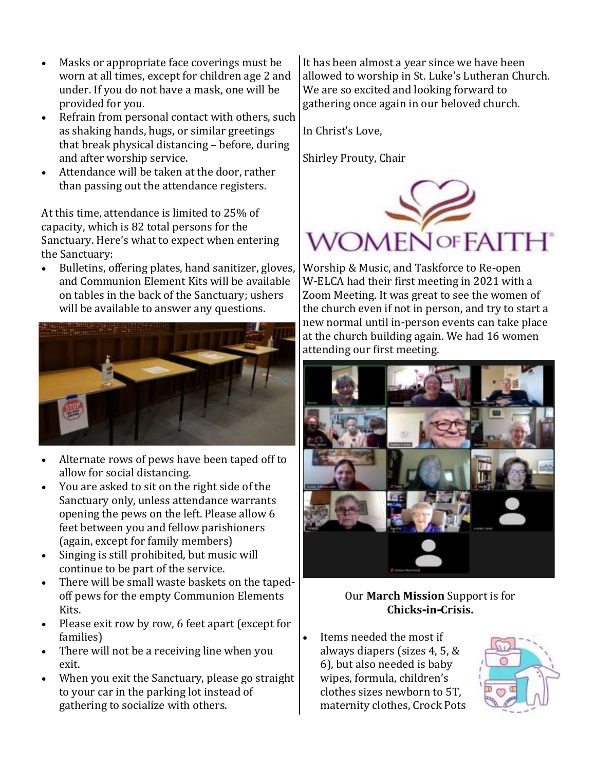- Masks or appropriate face coverings must be worn at all times, except for children age 2 and under. If you do not have a mask, one will be provided for you.
- Refrain from personal contact with others, such as shaking hands, hugs, or similar greetings that break physical distancing – before, during and after worship service.
- Attendance will be taken at the door, rather than passing out the attendance registers.

At this time, attendance is limited to 25% of capacity, which is 82 total persons for the Sanctuary. Here's what to expect when entering the Sanctuary:

- Bulletins, offering plates, hand sanitizer, gloves, and Communion Element Kits will be available on tables in the back of the Sanctuary; ushers will be available to answer any questions.
- Alternate rows of pews have been taped off to allow for social distancing.
- You are asked to sit on the right side of the Sanctuary only, unless attendance warrants opening the pews on the left. Please allow 6 feet between you and fellow parishioners (again, except for family members)
- Singing is still prohibited, but music will continue to be part of the service.
- There will be small waste baskets on the taped-off pews for the empty Communion Elements Kits.
- Please exit row by row, 6 feet apart (except for families)
- There will not be a receiving line when you exit.
- When you exit the Sanctuary, please go straight to your car in the parking lot instead of gathering to socialize with others.

It has been almost a year since we have been allowed to worship in St. Luke's Lutheran Church. We are so excited and looking forward to gathering once again in our beloved church.

In Christ's Love,

Shirley Prouty, Chair

Worship & Music, and Taskforce to Re-open

## WOMEN OF FAITH

W-ELCA had their first meeting in 2021 with a Zoom Meeting. It was great to see the women of the church even if not in person, and try to start a new normal until in-person events can take place at the church building again. We had 16 women attending our first meeting.

Our **March Mission** Support is for **Chicks-in-Crisis.**

- Items needed the most if always diapers (sizes 4, 5, & 6), but also needed is baby wipes, formula, children's clothes sizes newborn to 5T, maternity clothes, Crock Pots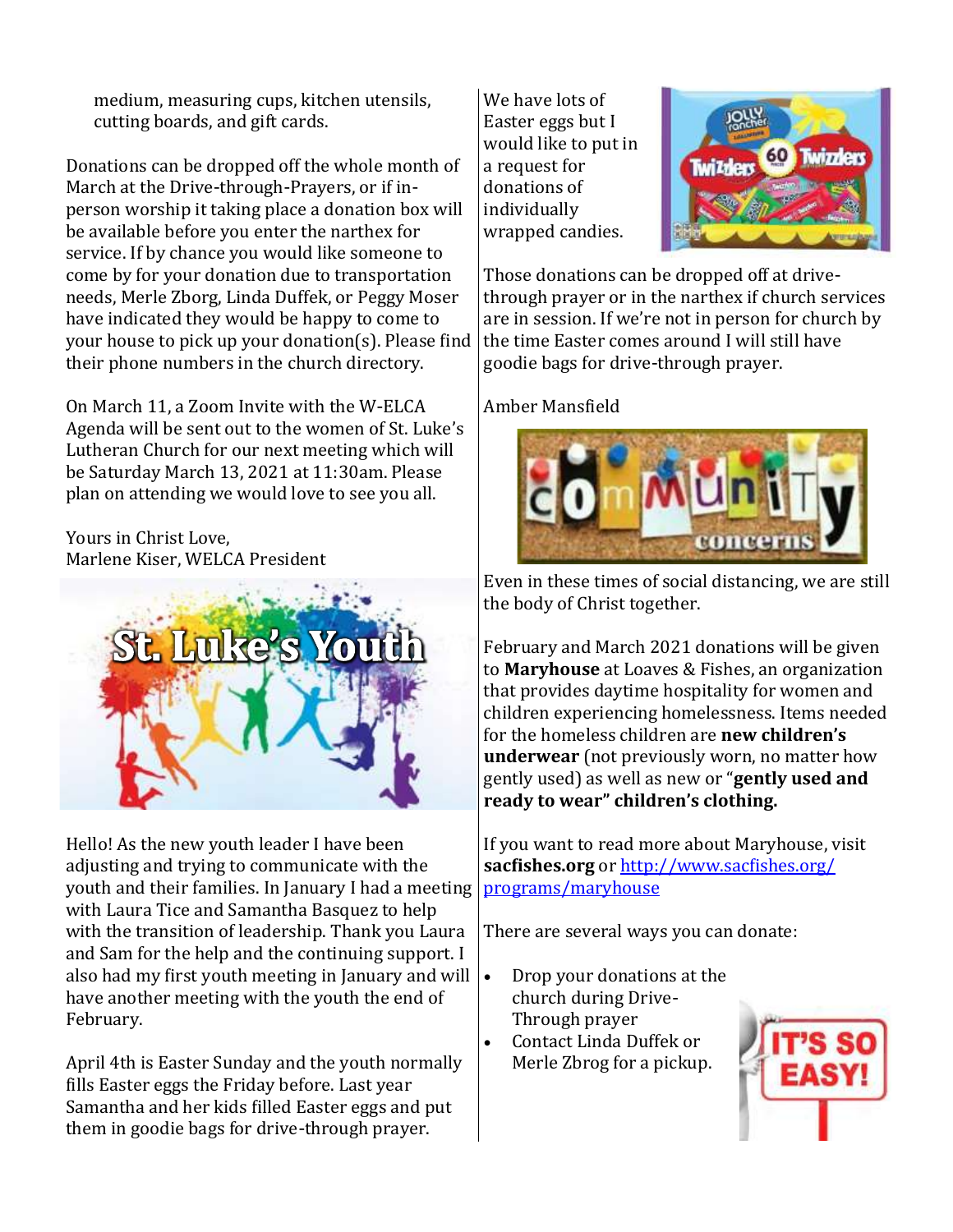medium, measuring cups, kitchen utensils, cutting boards, and gift cards.

Donations can be dropped off the whole month of March at the Drive-through-Prayers, or if in-person worship it taking place a donation box will be available before you enter the narthex for service. If by chance you would like someone to come by for your donation due to transportation needs, Merle Zborg, Linda Duffek, or Peggy Moser have indicated they would be happy to come to your house to pick up your donation(s). Please find their phone numbers in the church directory.

On March 11, a Zoom Invite with the W-ELCA Agenda will be sent out to the women of St. Luke's Lutheran Church for our next meeting which will be Saturday March 13, 2021 at 11:30am. Please plan on attending we would love to see you all.

Yours in Christ Love,
Marlene Kiser, WELCA President

# St. Luke's Youth

Hello! As the new youth leader I have been adjusting and trying to communicate with the youth and their families. In January I had a meeting with Laura Tice and Samantha Basquez to help with the transition of leadership. Thank you Laura and Sam for the help and the continuing support. I also had my first youth meeting in January and will have another meeting with the youth the end of February.

April 4th is Easter Sunday and the youth normally fills Easter eggs the Friday before. Last year Samantha and her kids filled Easter eggs and put them in goodie bags for drive-through prayer.

We have lots of Easter eggs but I would like to put in a request for donations of individually wrapped candies.

Those donations can be dropped off at drive-through prayer or in the narthex if church services are in session. If we're not in person for church by the time Easter comes around I will still have goodie bags for drive-through prayer.

Amber Mansfield

# Community Concerns

Even in these times of social distancing, we are still the body of Christ together.

February and March 2021 donations will be given to **Maryhouse** at Loaves & Fishes, an organization that provides daytime hospitality for women and children experiencing homelessness. Items needed for the homeless children are **new children's underwear** (not previously worn, no matter how gently used) as well as new or "**gently used and ready to wear" children's clothing.**

If you want to read more about Maryhouse, visit **sacfishes.org** or http://www.sacfishes.org/programs/maryhouse

There are several ways you can donate:

- Drop your donations at the church during Drive-Through prayer
- Contact Linda Duffek or Merle Zbrog for a pickup.

IT'S SO EASY!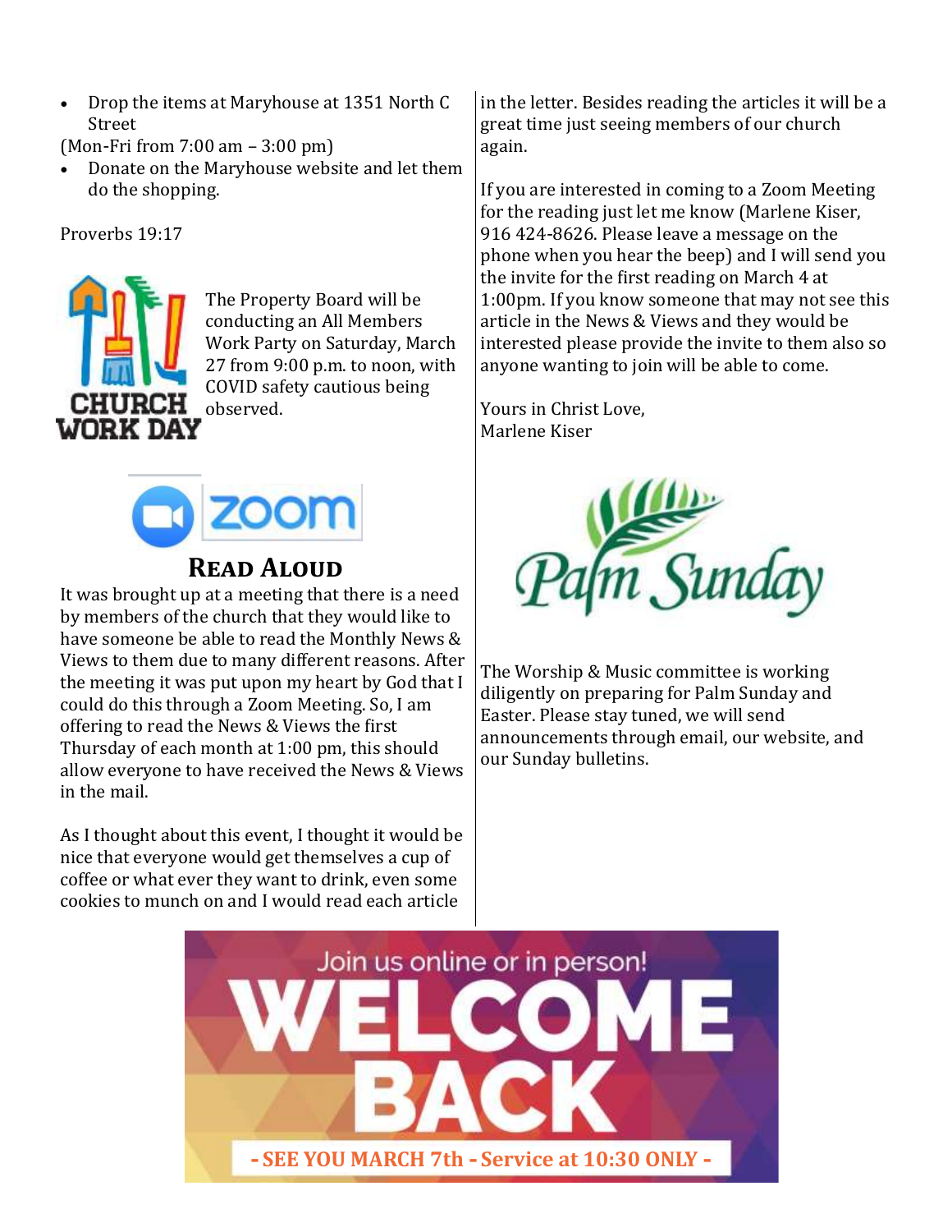- Drop the items at Maryhouse at 1351 North C Street

(Mon-Fri from 7:00 am – 3:00 pm)

- Donate on the Maryhouse website and let them do the shopping.

Proverbs 19:17

CHURCH WORK DAY

The Property Board will be conducting an All Members Work Party on Saturday, March 27 from 9:00 p.m. to noon, with COVID safety cautious being observed.

zoom

## Read Aloud

It was brought up at a meeting that there is a need by members of the church that they would like to have someone be able to read the Monthly News & Views to them due to many different reasons. After the meeting it was put upon my heart by God that I could do this through a Zoom Meeting. So, I am offering to read the News & Views the first Thursday of each month at 1:00 pm, this should allow everyone to have received the News & Views in the mail.

As I thought about this event, I thought it would be nice that everyone would get themselves a cup of coffee or what ever they want to drink, even some cookies to munch on and I would read each article in the letter. Besides reading the articles it will be a great time just seeing members of our church again.

If you are interested in coming to a Zoom Meeting for the reading just let me know (Marlene Kiser, 916 424-8626. Please leave a message on the phone when you hear the beep) and I will send you the invite for the first reading on March 4 at 1:00pm. If you know someone that may not see this article in the News & Views and they would be interested please provide the invite to them also so anyone wanting to join will be able to come.

Yours in Christ Love,
Marlene Kiser

Palm Sunday

The Worship & Music committee is working diligently on preparing for Palm Sunday and Easter. Please stay tuned, we will send announcements through email, our website, and our Sunday bulletins.

Join us online or in person!

WELCOME BACK

- SEE YOU MARCH 7th - Service at 10:30 ONLY -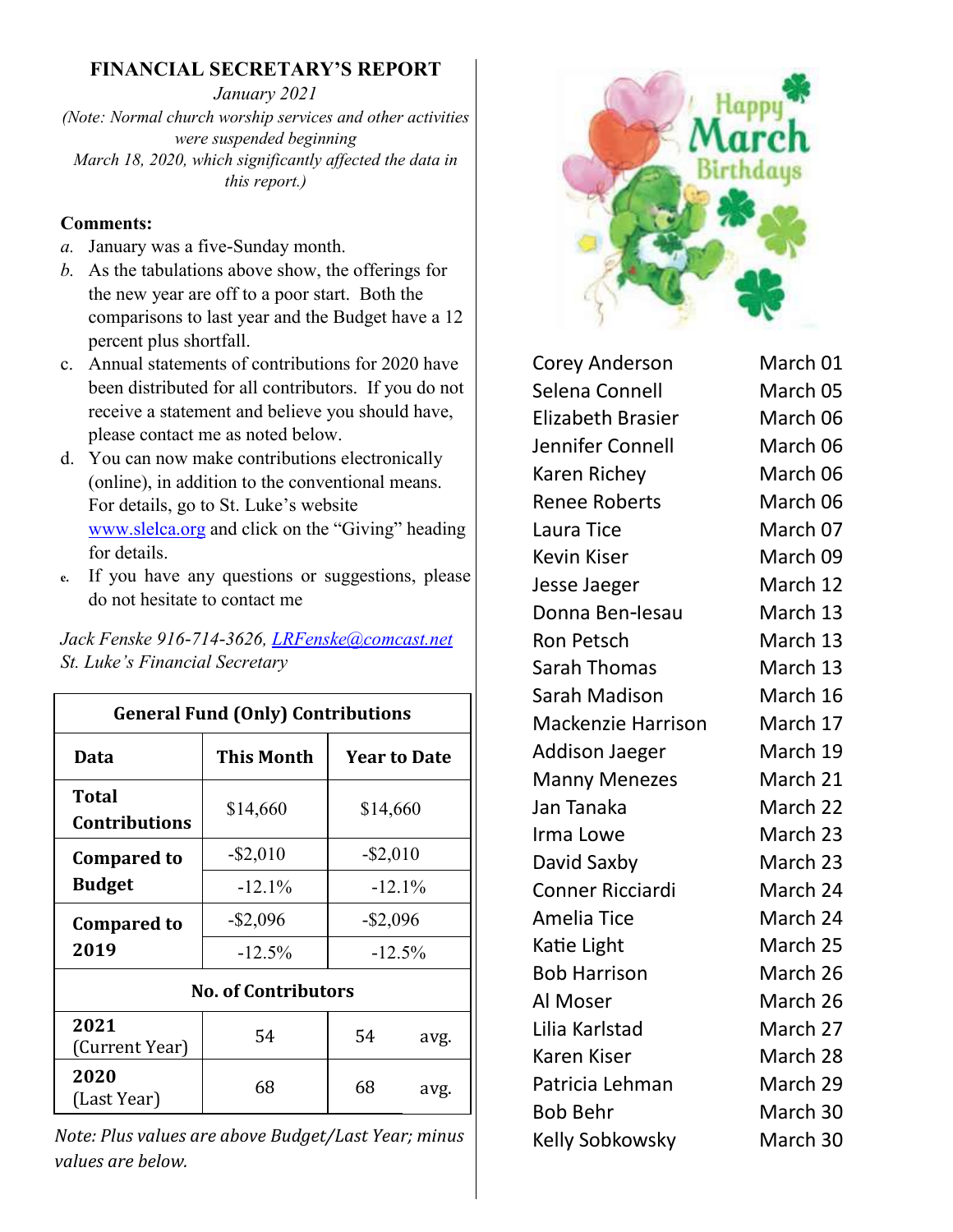## FINANCIAL SECRETARY'S REPORT

*January 2021*

*(Note: Normal church worship services and other activities were suspended beginning March 18, 2020, which significantly affected the data in this report.)*

**Comments:**

*a.* January was a five-Sunday month.

*b.* As the tabulations above show, the offerings for the new year are off to a poor start. Both the comparisons to last year and the Budget have a 12 percent plus shortfall.

c. Annual statements of contributions for 2020 have been distributed for all contributors. If you do not receive a statement and believe you should have, please contact me as noted below.

d. You can now make contributions electronically (online), in addition to the conventional means. For details, go to St. Luke's website www.slelca.org and click on the "Giving" heading for details.

e. If you have any questions or suggestions, please do not hesitate to contact me

*Jack Fenske 916-714-3626, LRFenske@comcast.net*
*St. Luke's Financial Secretary*

| General Fund (Only) Contributions | | |
|---|---|---|
| **Data** | **This Month** | **Year to Date** |
| **Total Contributions** | $14,660 | $14,660 |
| **Compared to Budget** | -$2,010 | -$2,010 |
| | -12.1% | -12.1% |
| **Compared to 2019** | -$2,096 | -$2,096 |
| | -12.5% | -12.5% |
| **No. of Contributors** | | |
| **2021** (Current Year) | 54 | 54 avg. |
| **2020** (Last Year) | 68 | 68 avg. |

*Note: Plus values are above Budget/Last Year; minus values are below.*

## Happy March Birthdays

| | |
|---|---|
| Corey Anderson | March 01 |
| Selena Connell | March 05 |
| Elizabeth Brasier | March 06 |
| Jennifer Connell | March 06 |
| Karen Richey | March 06 |
| Renee Roberts | March 06 |
| Laura Tice | March 07 |
| Kevin Kiser | March 09 |
| Jesse Jaeger | March 12 |
| Donna Ben-Iesau | March 13 |
| Ron Petsch | March 13 |
| Sarah Thomas | March 13 |
| Sarah Madison | March 16 |
| Mackenzie Harrison | March 17 |
| Addison Jaeger | March 19 |
| Manny Menezes | March 21 |
| Jan Tanaka | March 22 |
| Irma Lowe | March 23 |
| David Saxby | March 23 |
| Conner Ricciardi | March 24 |
| Amelia Tice | March 24 |
| Katie Light | March 25 |
| Bob Harrison | March 26 |
| Al Moser | March 26 |
| Lilia Karlstad | March 27 |
| Karen Kiser | March 28 |
| Patricia Lehman | March 29 |
| Bob Behr | March 30 |
| Kelly Sobkowsky | March 30 |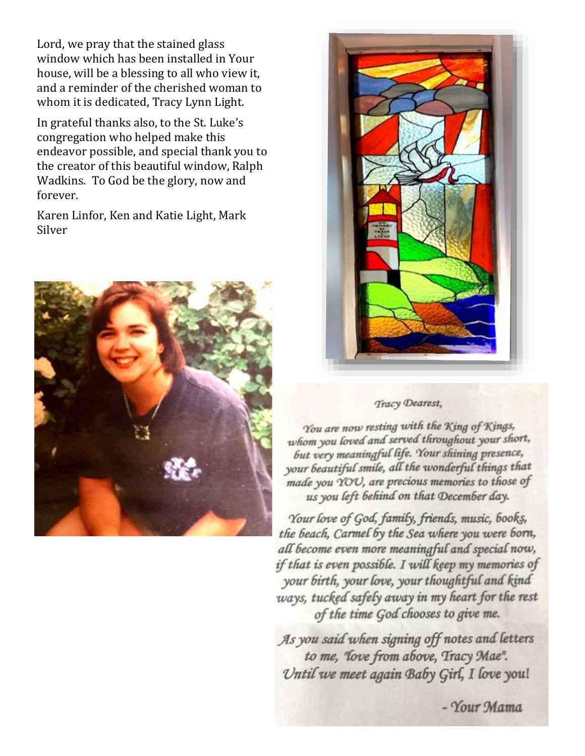Lord, we pray that the stained glass window which has been installed in Your house, will be a blessing to all who view it, and a reminder of the cherished woman to whom it is dedicated, Tracy Lynn Light.

In grateful thanks also, to the St. Luke's congregation who helped make this endeavor possible, and special thank you to the creator of this beautiful window, Ralph Wadkins. To God be the glory, now and forever.

Karen Linfor, Ken and Katie Light, Mark Silver

*Tracy Dearest,*

*You are now resting with the King of Kings, whom you loved and served throughout your short, but very meaningful life. Your shining presence, your beautiful smile, all the wonderful things that made you YOU, are precious memories to those of us you left behind on that December day.*

*Your love of God, family, friends, music, books, the beach, Carmel by the Sea where you were born, all become even more meaningful and special now, if that is even possible. I will keep my memories of your birth, your love, your thoughtful and kind ways, tucked safely away in my heart for the rest of the time God chooses to give me.*

*As you said when signing off notes and letters to me, "love from above, Tracy Mae". Until we meet again Baby Girl, I love you!*

*- Your Mama*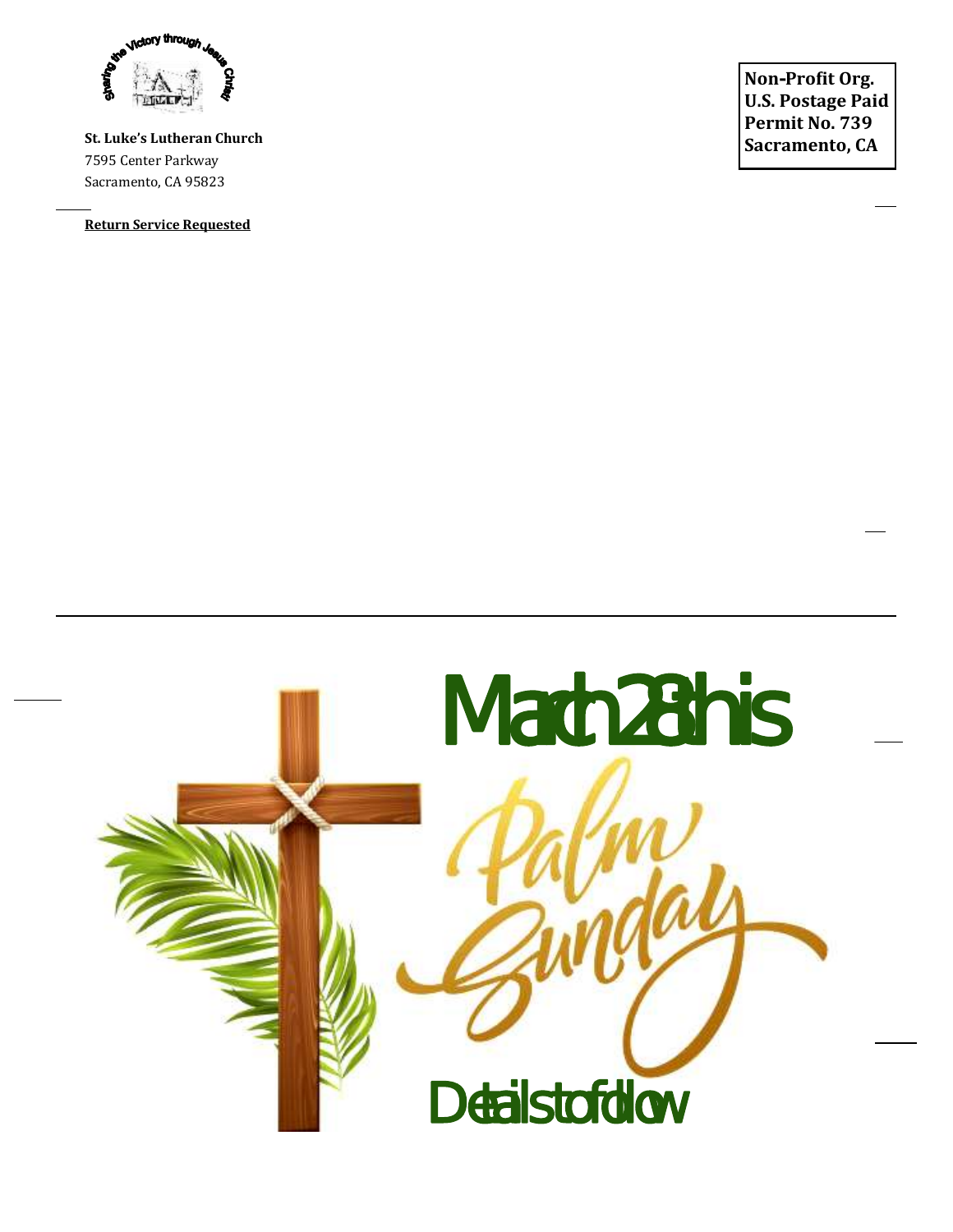**St. Luke's Lutheran Church**
7595 Center Parkway
Sacramento, CA 95823

**Return Service Requested**

**Non-Profit Org.**
**U.S. Postage Paid**
**Permit No. 739**
**Sacramento, CA**

March 28 this

Palm Sunday

Details to follow